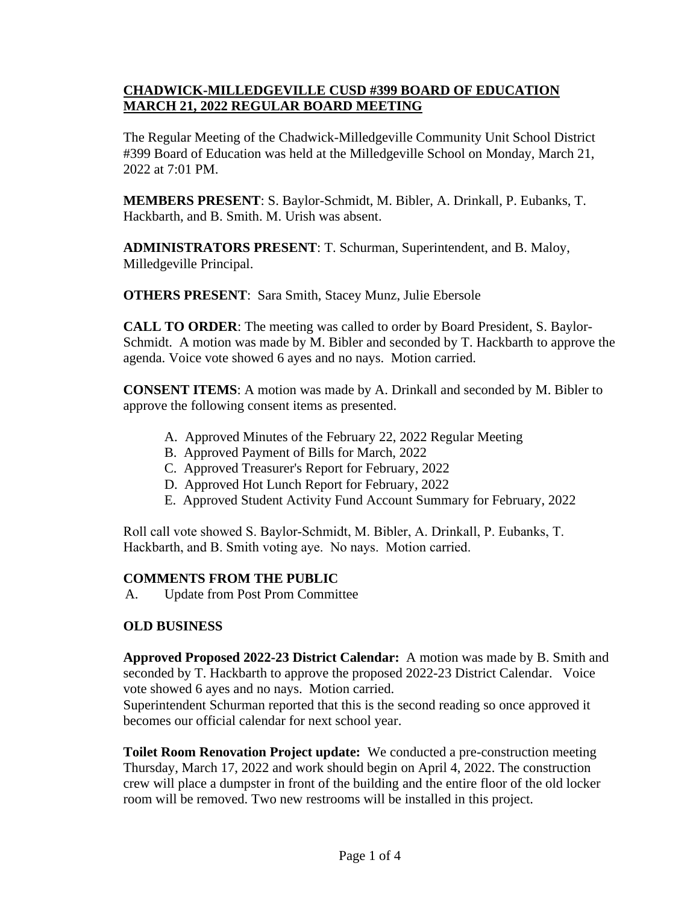**CHADWICK-MILLEDGEVILLE CUSD #399 BOARD OF EDUCATION**
**MARCH 21, 2022 REGULAR BOARD MEETING**

The Regular Meeting of the Chadwick-Milledgeville Community Unit School District #399 Board of Education was held at the Milledgeville School on Monday, March 21, 2022 at 7:01 PM.

**MEMBERS PRESENT**: S. Baylor-Schmidt, M. Bibler, A. Drinkall, P. Eubanks, T. Hackbarth, and B. Smith. M. Urish was absent.

**ADMINISTRATORS PRESENT**: T. Schurman, Superintendent, and B. Maloy, Milledgeville Principal.

**OTHERS PRESENT**: Sara Smith, Stacey Munz, Julie Ebersole

**CALL TO ORDER**: The meeting was called to order by Board President, S. Baylor-Schmidt. A motion was made by M. Bibler and seconded by T. Hackbarth to approve the agenda. Voice vote showed 6 ayes and no nays. Motion carried.

**CONSENT ITEMS**: A motion was made by A. Drinkall and seconded by M. Bibler to approve the following consent items as presented.

A. Approved Minutes of the February 22, 2022 Regular Meeting
B. Approved Payment of Bills for March, 2022
C. Approved Treasurer's Report for February, 2022
D. Approved Hot Lunch Report for February, 2022
E. Approved Student Activity Fund Account Summary for February, 2022

Roll call vote showed S. Baylor-Schmidt, M. Bibler, A. Drinkall, P. Eubanks, T. Hackbarth, and B. Smith voting aye. No nays. Motion carried.

**COMMENTS FROM THE PUBLIC**

A. Update from Post Prom Committee

**OLD BUSINESS**

**Approved Proposed 2022-23 District Calendar:** A motion was made by B. Smith and seconded by T. Hackbarth to approve the proposed 2022-23 District Calendar. Voice vote showed 6 ayes and no nays. Motion carried.
Superintendent Schurman reported that this is the second reading so once approved it becomes our official calendar for next school year.

**Toilet Room Renovation Project update:** We conducted a pre-construction meeting Thursday, March 17, 2022 and work should begin on April 4, 2022. The construction crew will place a dumpster in front of the building and the entire floor of the old locker room will be removed. Two new restrooms will be installed in this project.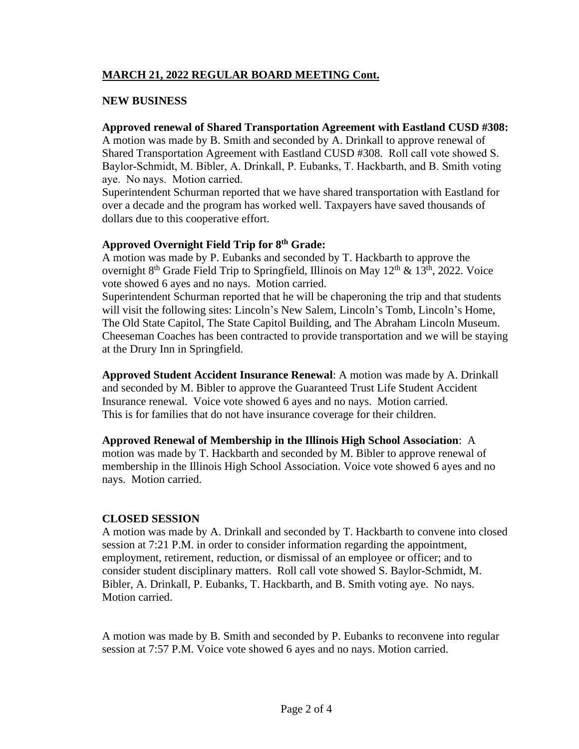**MARCH 21, 2022 REGULAR BOARD MEETING Cont.**

**NEW BUSINESS**

**Approved renewal of Shared Transportation Agreement with Eastland CUSD #308:**
A motion was made by B. Smith and seconded by A. Drinkall to approve renewal of Shared Transportation Agreement with Eastland CUSD #308. Roll call vote showed S. Baylor-Schmidt, M. Bibler, A. Drinkall, P. Eubanks, T. Hackbarth, and B. Smith voting aye. No nays. Motion carried.
Superintendent Schurman reported that we have shared transportation with Eastland for over a decade and the program has worked well. Taxpayers have saved thousands of dollars due to this cooperative effort.

**Approved Overnight Field Trip for 8th Grade:**
A motion was made by P. Eubanks and seconded by T. Hackbarth to approve the overnight 8th Grade Field Trip to Springfield, Illinois on May 12th & 13th, 2022. Voice vote showed 6 ayes and no nays. Motion carried.
Superintendent Schurman reported that he will be chaperoning the trip and that students will visit the following sites: Lincoln's New Salem, Lincoln's Tomb, Lincoln's Home, The Old State Capitol, The State Capitol Building, and The Abraham Lincoln Museum. Cheeseman Coaches has been contracted to provide transportation and we will be staying at the Drury Inn in Springfield.

**Approved Student Accident Insurance Renewal**: A motion was made by A. Drinkall and seconded by M. Bibler to approve the Guaranteed Trust Life Student Accident Insurance renewal. Voice vote showed 6 ayes and no nays. Motion carried.
This is for families that do not have insurance coverage for their children.

**Approved Renewal of Membership in the Illinois High School Association**: A motion was made by T. Hackbarth and seconded by M. Bibler to approve renewal of membership in the Illinois High School Association. Voice vote showed 6 ayes and no nays. Motion carried.

**CLOSED SESSION**
A motion was made by A. Drinkall and seconded by T. Hackbarth to convene into closed session at 7:21 P.M. in order to consider information regarding the appointment, employment, retirement, reduction, or dismissal of an employee or officer; and to consider student disciplinary matters. Roll call vote showed S. Baylor-Schmidt, M. Bibler, A. Drinkall, P. Eubanks, T. Hackbarth, and B. Smith voting aye. No nays. Motion carried.

A motion was made by B. Smith and seconded by P. Eubanks to reconvene into regular session at 7:57 P.M. Voice vote showed 6 ayes and no nays. Motion carried.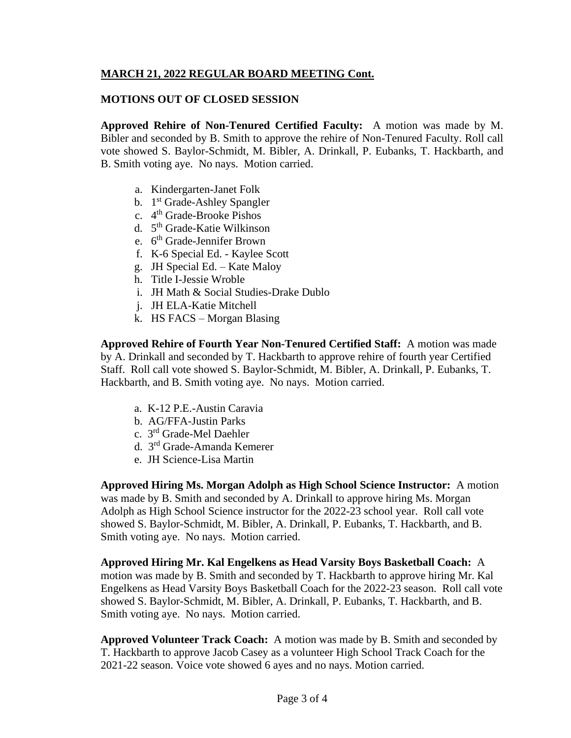**MARCH 21, 2022 REGULAR BOARD MEETING Cont.**

**MOTIONS OUT OF CLOSED SESSION**

**Approved Rehire of Non-Tenured Certified Faculty:** A motion was made by M. Bibler and seconded by B. Smith to approve the rehire of Non-Tenured Faculty. Roll call vote showed S. Baylor-Schmidt, M. Bibler, A. Drinkall, P. Eubanks, T. Hackbarth, and B. Smith voting aye. No nays. Motion carried.

a. Kindergarten-Janet Folk
b. 1st Grade-Ashley Spangler
c. 4th Grade-Brooke Pishos
d. 5th Grade-Katie Wilkinson
e. 6th Grade-Jennifer Brown
f. K-6 Special Ed. - Kaylee Scott
g. JH Special Ed. – Kate Maloy
h. Title I-Jessie Wroble
i. JH Math & Social Studies-Drake Dublo
j. JH ELA-Katie Mitchell
k. HS FACS – Morgan Blasing

**Approved Rehire of Fourth Year Non-Tenured Certified Staff:** A motion was made by A. Drinkall and seconded by T. Hackbarth to approve rehire of fourth year Certified Staff. Roll call vote showed S. Baylor-Schmidt, M. Bibler, A. Drinkall, P. Eubanks, T. Hackbarth, and B. Smith voting aye. No nays. Motion carried.

a. K-12 P.E.-Austin Caravia
b. AG/FFA-Justin Parks
c. 3rd Grade-Mel Daehler
d. 3rd Grade-Amanda Kemerer
e. JH Science-Lisa Martin

**Approved Hiring Ms. Morgan Adolph as High School Science Instructor:** A motion was made by B. Smith and seconded by A. Drinkall to approve hiring Ms. Morgan Adolph as High School Science instructor for the 2022-23 school year. Roll call vote showed S. Baylor-Schmidt, M. Bibler, A. Drinkall, P. Eubanks, T. Hackbarth, and B. Smith voting aye. No nays. Motion carried.

**Approved Hiring Mr. Kal Engelkens as Head Varsity Boys Basketball Coach:** A motion was made by B. Smith and seconded by T. Hackbarth to approve hiring Mr. Kal Engelkens as Head Varsity Boys Basketball Coach for the 2022-23 season. Roll call vote showed S. Baylor-Schmidt, M. Bibler, A. Drinkall, P. Eubanks, T. Hackbarth, and B. Smith voting aye. No nays. Motion carried.

**Approved Volunteer Track Coach:** A motion was made by B. Smith and seconded by T. Hackbarth to approve Jacob Casey as a volunteer High School Track Coach for the 2021-22 season. Voice vote showed 6 ayes and no nays. Motion carried.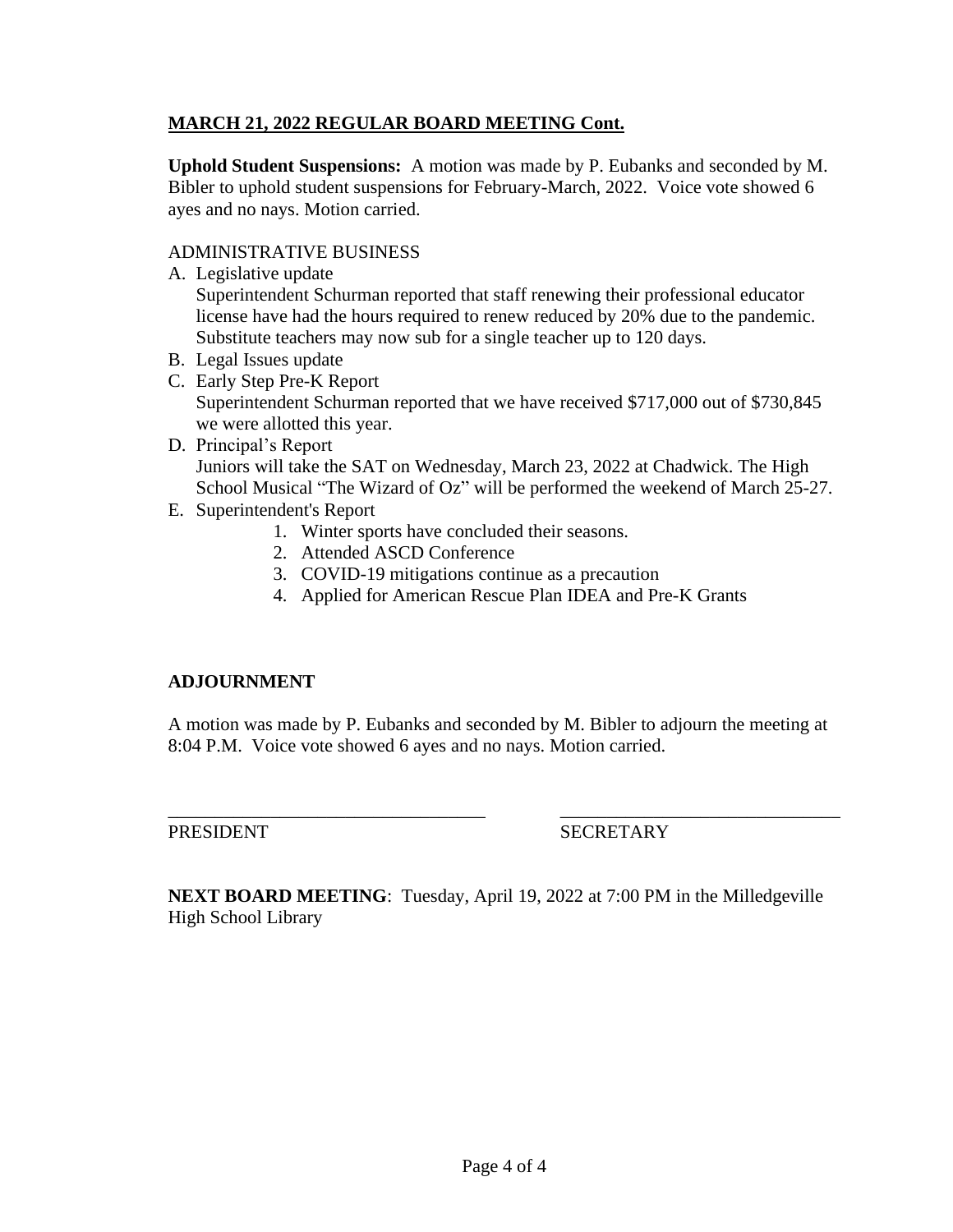**MARCH 21, 2022 REGULAR BOARD MEETING Cont.**

**Uphold Student Suspensions:** A motion was made by P. Eubanks and seconded by M. Bibler to uphold student suspensions for February-March, 2022. Voice vote showed 6 ayes and no nays. Motion carried.

ADMINISTRATIVE BUSINESS

A. Legislative update
   Superintendent Schurman reported that staff renewing their professional educator license have had the hours required to renew reduced by 20% due to the pandemic. Substitute teachers may now sub for a single teacher up to 120 days.
B. Legal Issues update
C. Early Step Pre-K Report
   Superintendent Schurman reported that we have received $717,000 out of $730,845 we were allotted this year.
D. Principal's Report
   Juniors will take the SAT on Wednesday, March 23, 2022 at Chadwick. The High School Musical "The Wizard of Oz" will be performed the weekend of March 25-27.
E. Superintendent's Report
   1. Winter sports have concluded their seasons.
   2. Attended ASCD Conference
   3. COVID-19 mitigations continue as a precaution
   4. Applied for American Rescue Plan IDEA and Pre-K Grants

**ADJOURNMENT**

A motion was made by P. Eubanks and seconded by M. Bibler to adjourn the meeting at 8:04 P.M. Voice vote showed 6 ayes and no nays. Motion carried.

\_\_\_\_\_\_\_\_\_\_\_\_\_\_\_\_\_\_\_\_\_\_\_\_\_\_\_\_\_\_\_\_\_\_\_ \_\_\_\_\_\_\_\_\_\_\_\_\_\_\_\_\_\_\_\_\_\_\_\_\_\_\_\_\_\_\_

PRESIDENT SECRETARY

**NEXT BOARD MEETING**: Tuesday, April 19, 2022 at 7:00 PM in the Milledgeville High School Library